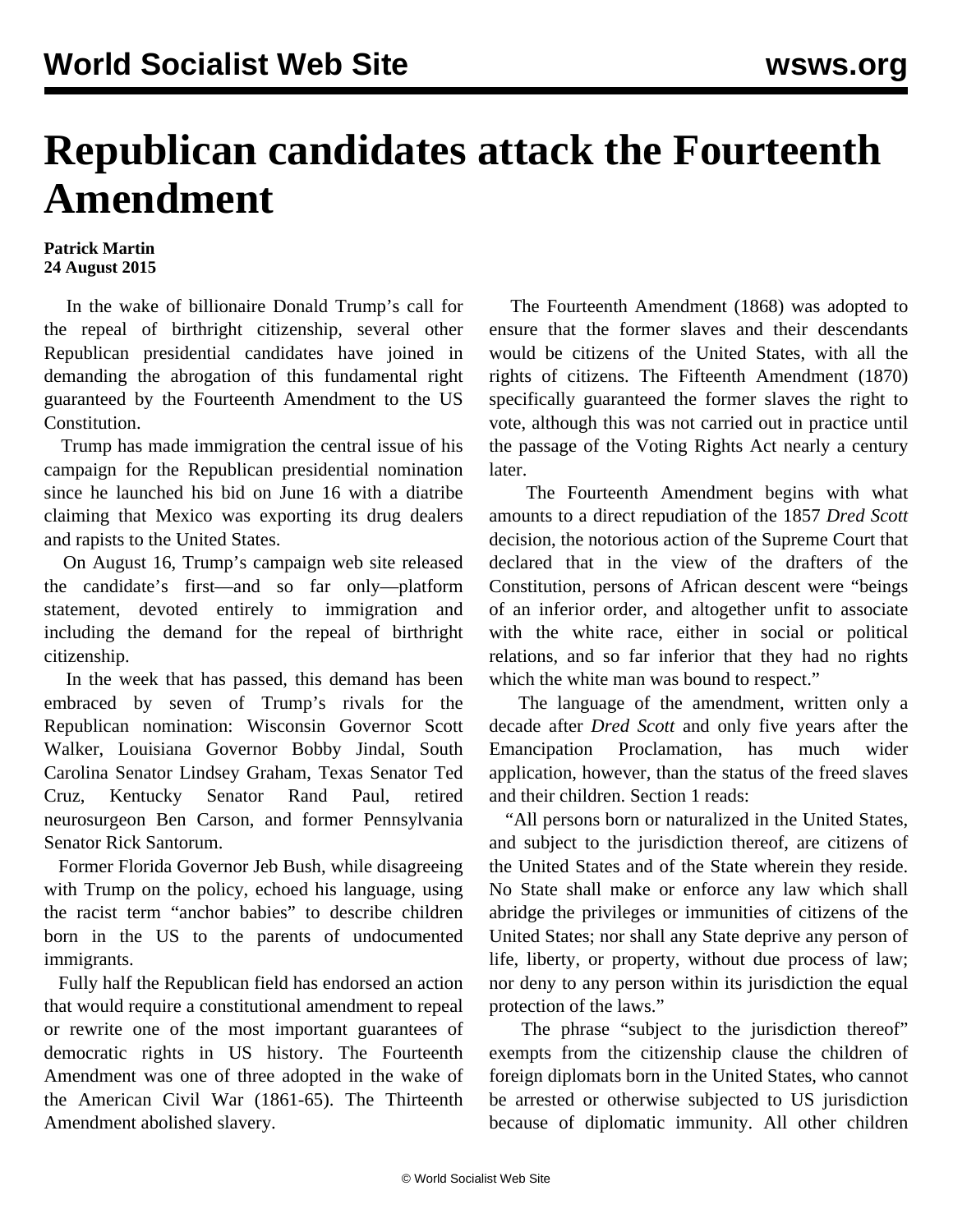# Republican candidates attack the Fourteenth Amendment

**Patrick Martin**
**24 August 2015**

In the wake of billionaire Donald Trump's call for the repeal of birthright citizenship, several other Republican presidential candidates have joined in demanding the abrogation of this fundamental right guaranteed by the Fourteenth Amendment to the US Constitution.

Trump has made immigration the central issue of his campaign for the Republican presidential nomination since he launched his bid on June 16 with a diatribe claiming that Mexico was exporting its drug dealers and rapists to the United States.

On August 16, Trump's campaign web site released the candidate's first—and so far only—platform statement, devoted entirely to immigration and including the demand for the repeal of birthright citizenship.

In the week that has passed, this demand has been embraced by seven of Trump's rivals for the Republican nomination: Wisconsin Governor Scott Walker, Louisiana Governor Bobby Jindal, South Carolina Senator Lindsey Graham, Texas Senator Ted Cruz, Kentucky Senator Rand Paul, retired neurosurgeon Ben Carson, and former Pennsylvania Senator Rick Santorum.

Former Florida Governor Jeb Bush, while disagreeing with Trump on the policy, echoed his language, using the racist term "anchor babies" to describe children born in the US to the parents of undocumented immigrants.

Fully half the Republican field has endorsed an action that would require a constitutional amendment to repeal or rewrite one of the most important guarantees of democratic rights in US history. The Fourteenth Amendment was one of three adopted in the wake of the American Civil War (1861-65). The Thirteenth Amendment abolished slavery.

The Fourteenth Amendment (1868) was adopted to ensure that the former slaves and their descendants would be citizens of the United States, with all the rights of citizens. The Fifteenth Amendment (1870) specifically guaranteed the former slaves the right to vote, although this was not carried out in practice until the passage of the Voting Rights Act nearly a century later.

The Fourteenth Amendment begins with what amounts to a direct repudiation of the 1857 *Dred Scott* decision, the notorious action of the Supreme Court that declared that in the view of the drafters of the Constitution, persons of African descent were "beings of an inferior order, and altogether unfit to associate with the white race, either in social or political relations, and so far inferior that they had no rights which the white man was bound to respect."

The language of the amendment, written only a decade after *Dred Scott* and only five years after the Emancipation Proclamation, has much wider application, however, than the status of the freed slaves and their children. Section 1 reads:

"All persons born or naturalized in the United States, and subject to the jurisdiction thereof, are citizens of the United States and of the State wherein they reside. No State shall make or enforce any law which shall abridge the privileges or immunities of citizens of the United States; nor shall any State deprive any person of life, liberty, or property, without due process of law; nor deny to any person within its jurisdiction the equal protection of the laws."

The phrase "subject to the jurisdiction thereof" exempts from the citizenship clause the children of foreign diplomats born in the United States, who cannot be arrested or otherwise subjected to US jurisdiction because of diplomatic immunity. All other children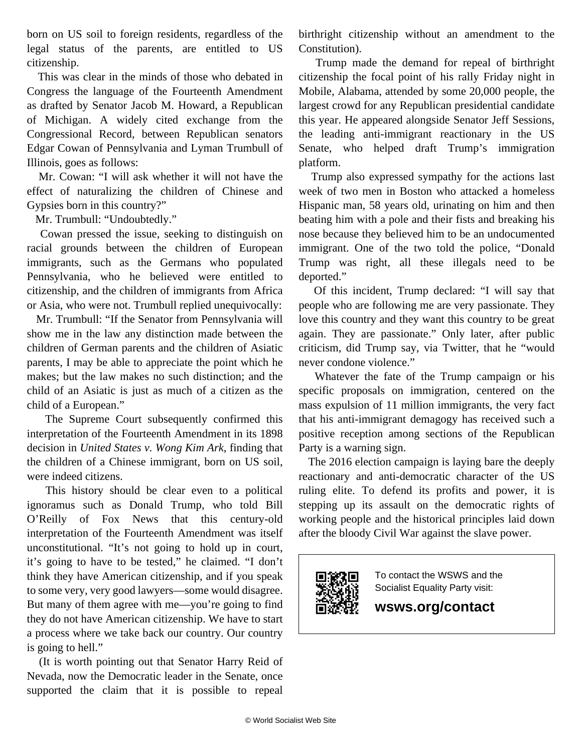born on US soil to foreign residents, regardless of the legal status of the parents, are entitled to US citizenship.

This was clear in the minds of those who debated in Congress the language of the Fourteenth Amendment as drafted by Senator Jacob M. Howard, a Republican of Michigan. A widely cited exchange from the Congressional Record, between Republican senators Edgar Cowan of Pennsylvania and Lyman Trumbull of Illinois, goes as follows:

Mr. Cowan: "I will ask whether it will not have the effect of naturalizing the children of Chinese and Gypsies born in this country?"

Mr. Trumbull: "Undoubtedly."

Cowan pressed the issue, seeking to distinguish on racial grounds between the children of European immigrants, such as the Germans who populated Pennsylvania, who he believed were entitled to citizenship, and the children of immigrants from Africa or Asia, who were not. Trumbull replied unequivocally:

Mr. Trumbull: "If the Senator from Pennsylvania will show me in the law any distinction made between the children of German parents and the children of Asiatic parents, I may be able to appreciate the point which he makes; but the law makes no such distinction; and the child of an Asiatic is just as much of a citizen as the child of a European."

The Supreme Court subsequently confirmed this interpretation of the Fourteenth Amendment in its 1898 decision in *United States v. Wong Kim Ark*, finding that the children of a Chinese immigrant, born on US soil, were indeed citizens.

This history should be clear even to a political ignoramus such as Donald Trump, who told Bill O'Reilly of Fox News that this century-old interpretation of the Fourteenth Amendment was itself unconstitutional. "It's not going to hold up in court, it's going to have to be tested," he claimed. "I don't think they have American citizenship, and if you speak to some very, very good lawyers—some would disagree. But many of them agree with me—you're going to find they do not have American citizenship. We have to start a process where we take back our country. Our country is going to hell."

(It is worth pointing out that Senator Harry Reid of Nevada, now the Democratic leader in the Senate, once supported the claim that it is possible to repeal birthright citizenship without an amendment to the Constitution).

Trump made the demand for repeal of birthright citizenship the focal point of his rally Friday night in Mobile, Alabama, attended by some 20,000 people, the largest crowd for any Republican presidential candidate this year. He appeared alongside Senator Jeff Sessions, the leading anti-immigrant reactionary in the US Senate, who helped draft Trump's immigration platform.

Trump also expressed sympathy for the actions last week of two men in Boston who attacked a homeless Hispanic man, 58 years old, urinating on him and then beating him with a pole and their fists and breaking his nose because they believed him to be an undocumented immigrant. One of the two told the police, "Donald Trump was right, all these illegals need to be deported."

Of this incident, Trump declared: "I will say that people who are following me are very passionate. They love this country and they want this country to be great again. They are passionate." Only later, after public criticism, did Trump say, via Twitter, that he "would never condone violence."

Whatever the fate of the Trump campaign or his specific proposals on immigration, centered on the mass expulsion of 11 million immigrants, the very fact that his anti-immigrant demagogy has received such a positive reception among sections of the Republican Party is a warning sign.

The 2016 election campaign is laying bare the deeply reactionary and anti-democratic character of the US ruling elite. To defend its profits and power, it is stepping up its assault on the democratic rights of working people and the historical principles laid down after the bloody Civil War against the slave power.

To contact the WSWS and the Socialist Equality Party visit:

**wsws.org/contact**